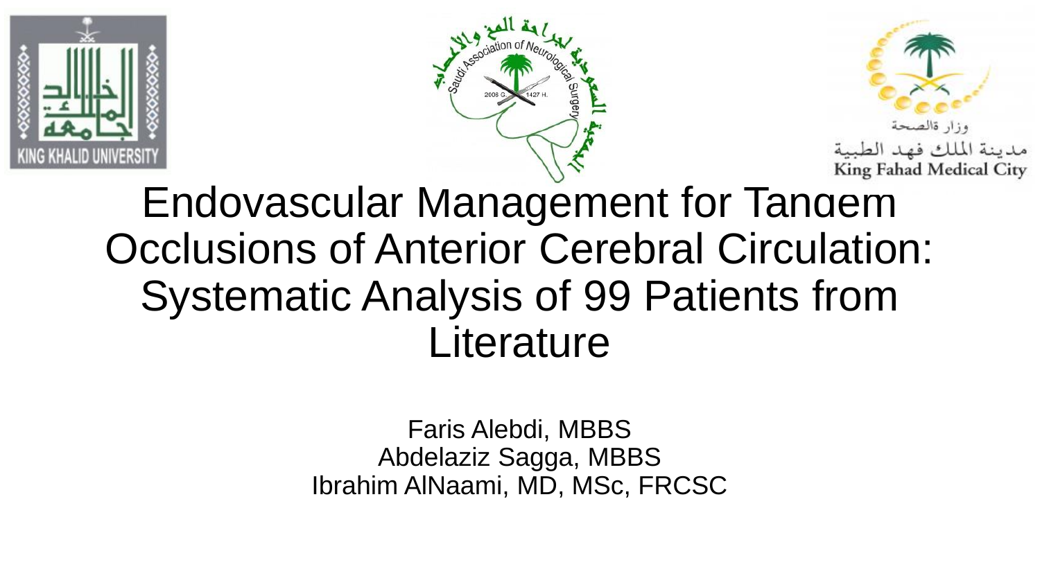# Endovascular Management for Tandem Occlusions of Anterior Cerebral Circulation: Systematic Analysis of 99 Patients from Literature

Faris Alebdi, MBBS
Abdelaziz Sagga, MBBS
Ibrahim AlNaami, MD, MSc, FRCSC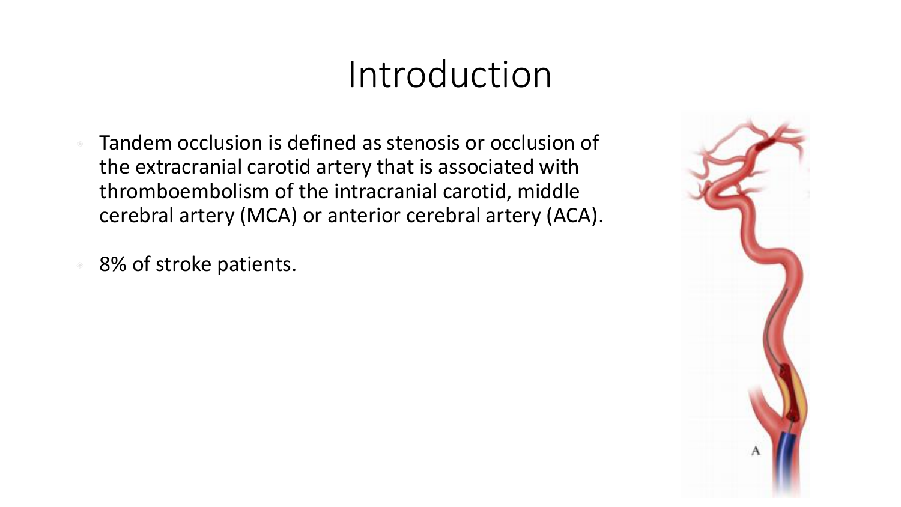# Introduction

- Tandem occlusion is defined as stenosis or occlusion of the extracranial carotid artery that is associated with thromboembolism of the intracranial carotid, middle cerebral artery (MCA) or anterior cerebral artery (ACA).
- 8% of stroke patients.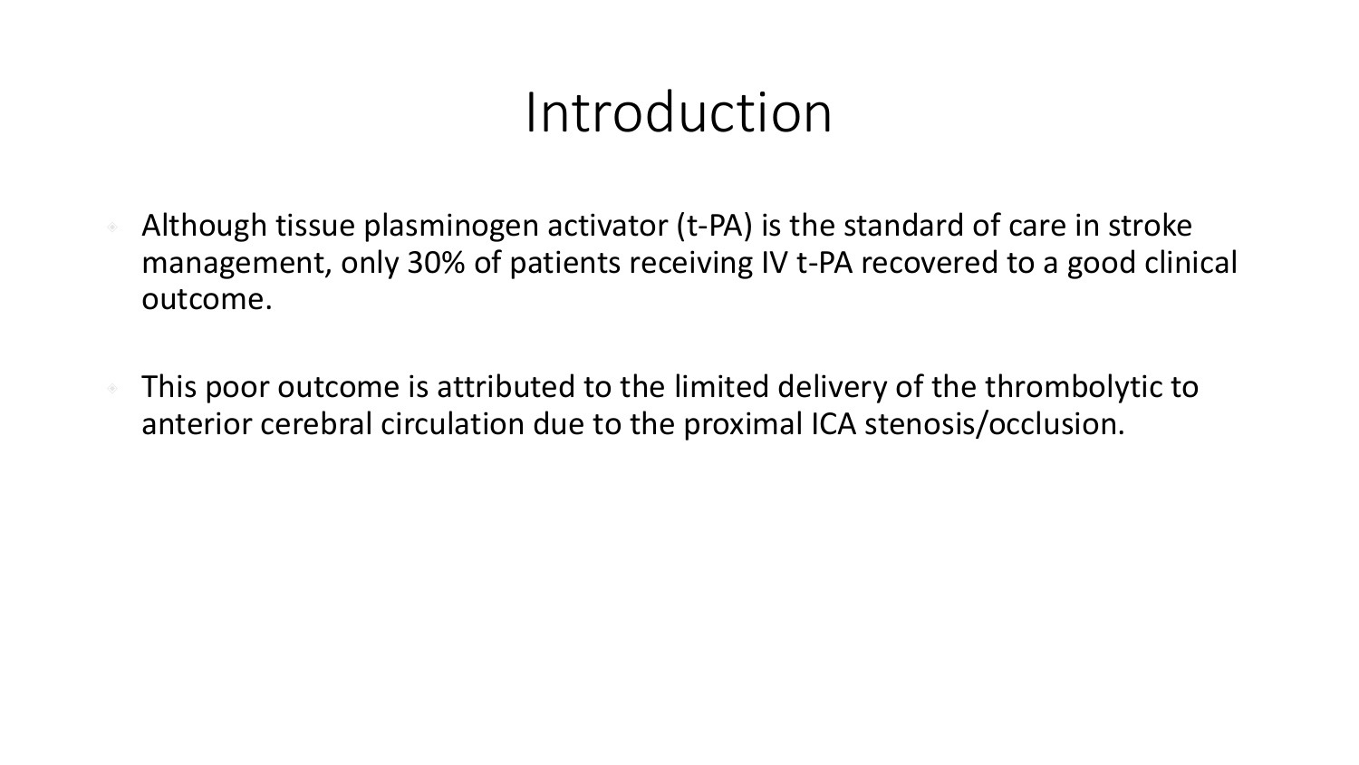# Introduction

- Although tissue plasminogen activator (t-PA) is the standard of care in stroke management, only 30% of patients receiving IV t-PA recovered to a good clinical outcome.
- This poor outcome is attributed to the limited delivery of the thrombolytic to anterior cerebral circulation due to the proximal ICA stenosis/occlusion.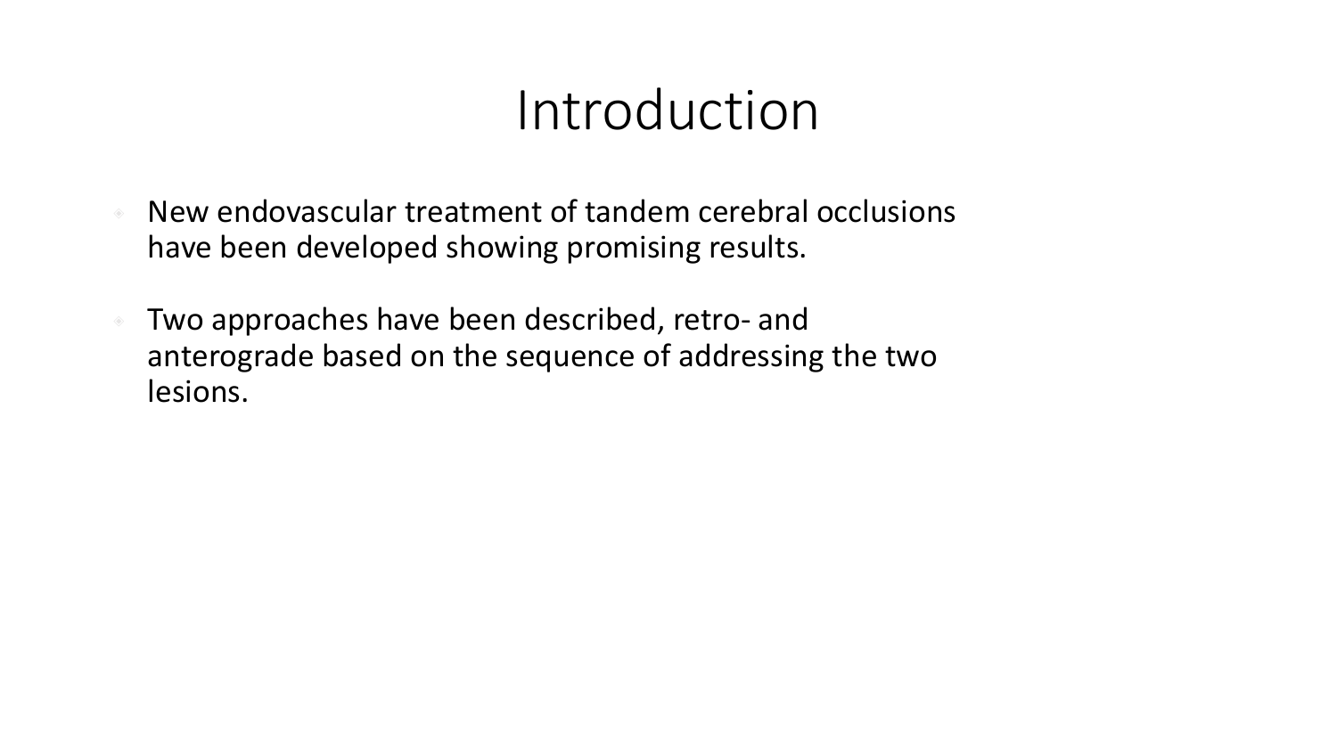# Introduction

- New endovascular treatment of tandem cerebral occlusions have been developed showing promising results.
- Two approaches have been described, retro- and anterograde based on the sequence of addressing the two lesions.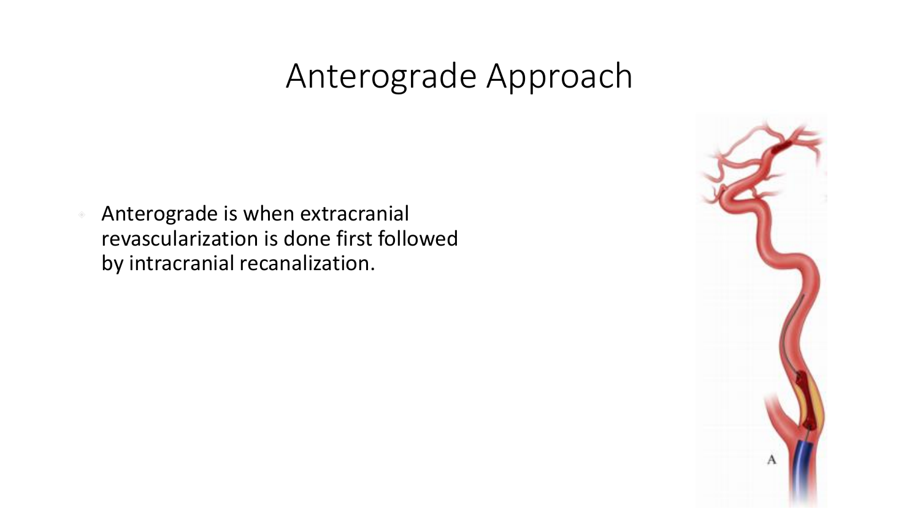# Anterograde Approach

- Anterograde is when extracranial revascularization is done first followed by intracranial recanalization.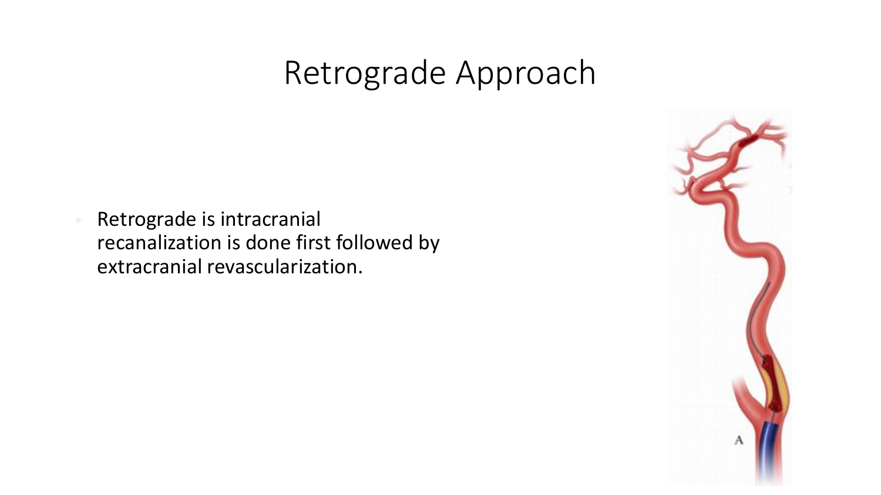# Retrograde Approach

- Retrograde is intracranial recanalization is done first followed by extracranial revascularization.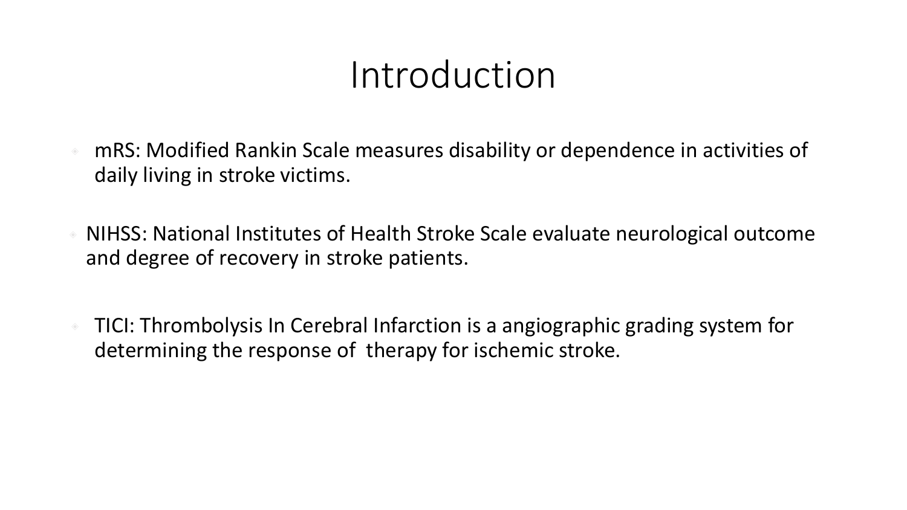# Introduction

- mRS: Modified Rankin Scale measures disability or dependence in activities of daily living in stroke victims.

- NIHSS: National Institutes of Health Stroke Scale evaluate neurological outcome and degree of recovery in stroke patients.

- TICI: Thrombolysis In Cerebral Infarction is a angiographic grading system for determining the response of therapy for ischemic stroke.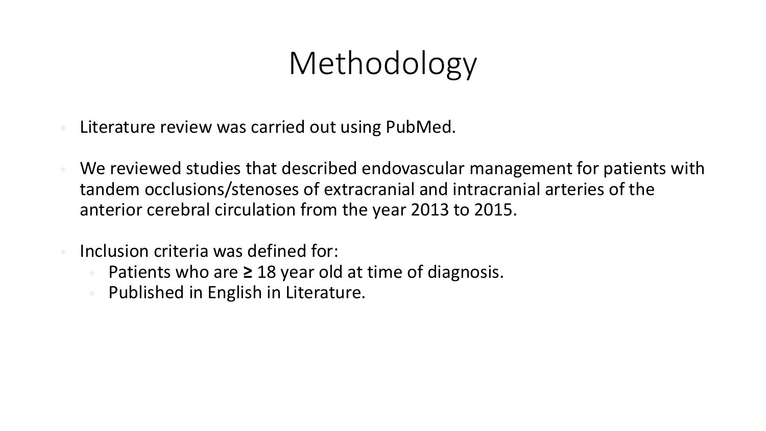# Methodology

- Literature review was carried out using PubMed.
- We reviewed studies that described endovascular management for patients with tandem occlusions/stenoses of extracranial and intracranial arteries of the anterior cerebral circulation from the year 2013 to 2015.
- Inclusion criteria was defined for:
  - Patients who are **≥** 18 year old at time of diagnosis.
  - Published in English in Literature.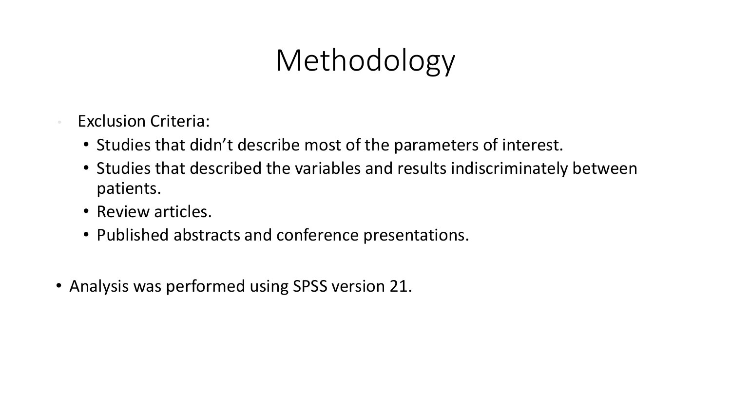# Methodology

- Exclusion Criteria:
  - Studies that didn't describe most of the parameters of interest.
  - Studies that described the variables and results indiscriminately between patients.
  - Review articles.
  - Published abstracts and conference presentations.

- Analysis was performed using SPSS version 21.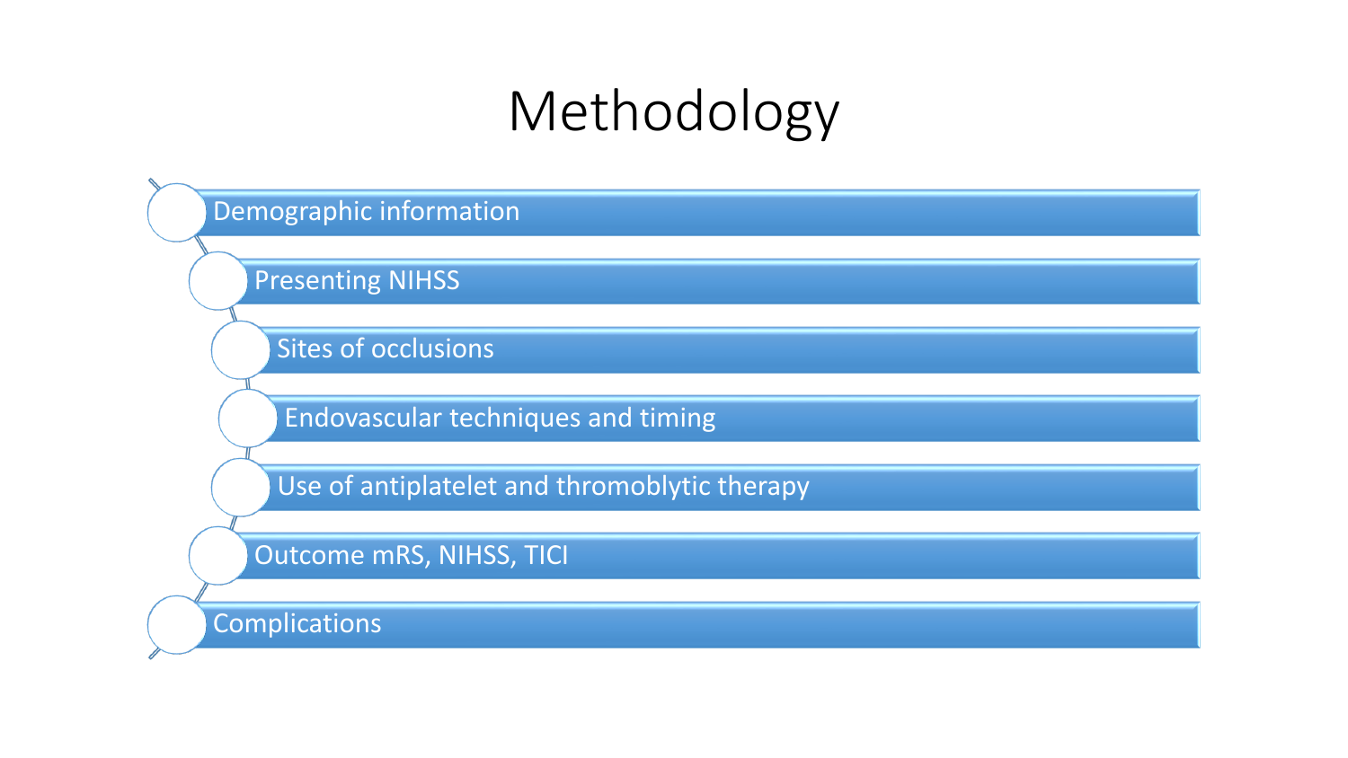# Methodology

- Demographic information
- Presenting NIHSS
- Sites of occlusions
- Endovascular techniques and timing
- Use of antiplatelet and thromoblytic therapy
- Outcome mRS, NIHSS, TICI
- Complications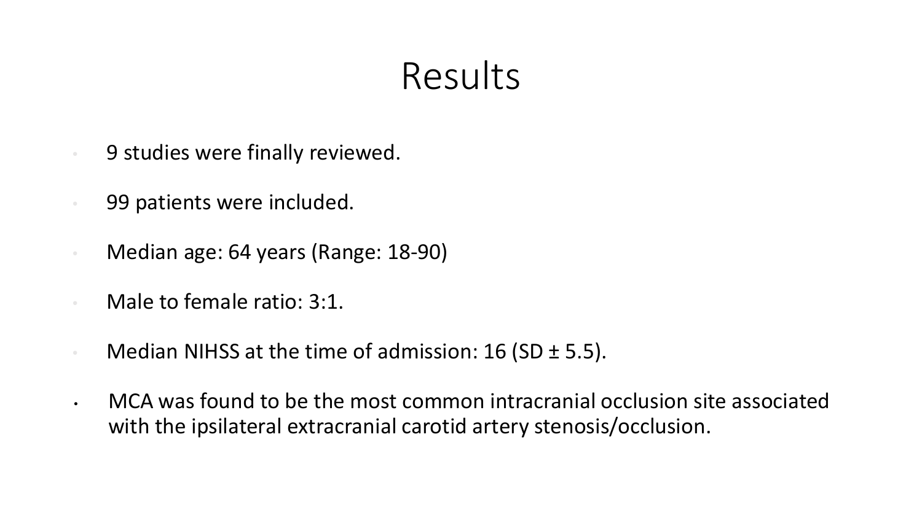# Results

- 9 studies were finally reviewed.
- 99 patients were included.
- Median age: 64 years (Range: 18-90)
- Male to female ratio: 3:1.
- Median NIHSS at the time of admission: 16 (SD ± 5.5).
- MCA was found to be the most common intracranial occlusion site associated with the ipsilateral extracranial carotid artery stenosis/occlusion.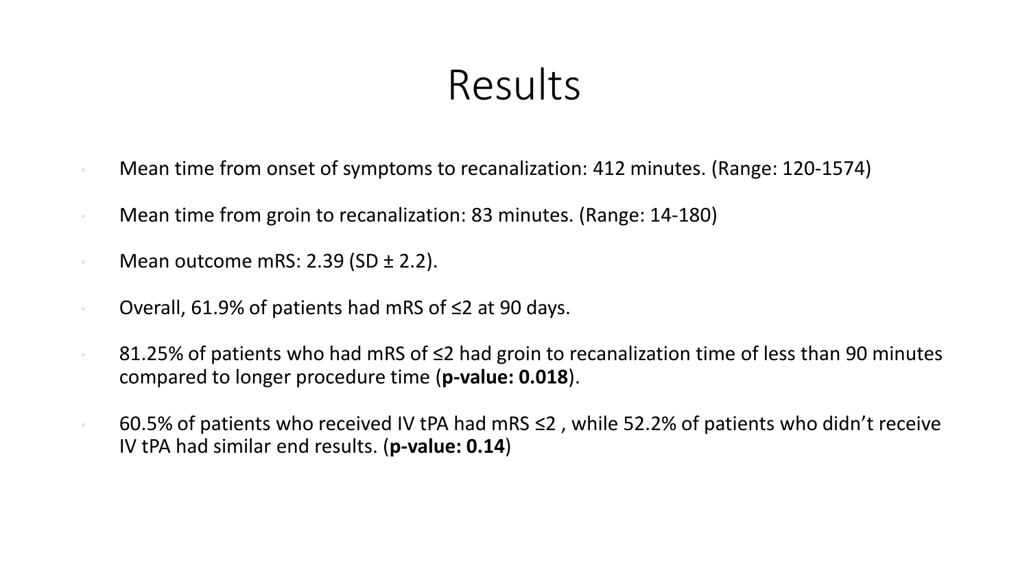# Results

- Mean time from onset of symptoms to recanalization: 412 minutes. (Range: 120-1574)
- Mean time from groin to recanalization: 83 minutes. (Range: 14-180)
- Mean outcome mRS: 2.39 (SD ± 2.2).
- Overall, 61.9% of patients had mRS of ≤2 at 90 days.
- 81.25% of patients who had mRS of ≤2 had groin to recanalization time of less than 90 minutes compared to longer procedure time (**p-value: 0.018**).
- 60.5% of patients who received IV tPA had mRS ≤2 , while 52.2% of patients who didn't receive IV tPA had similar end results. (**p-value: 0.14**)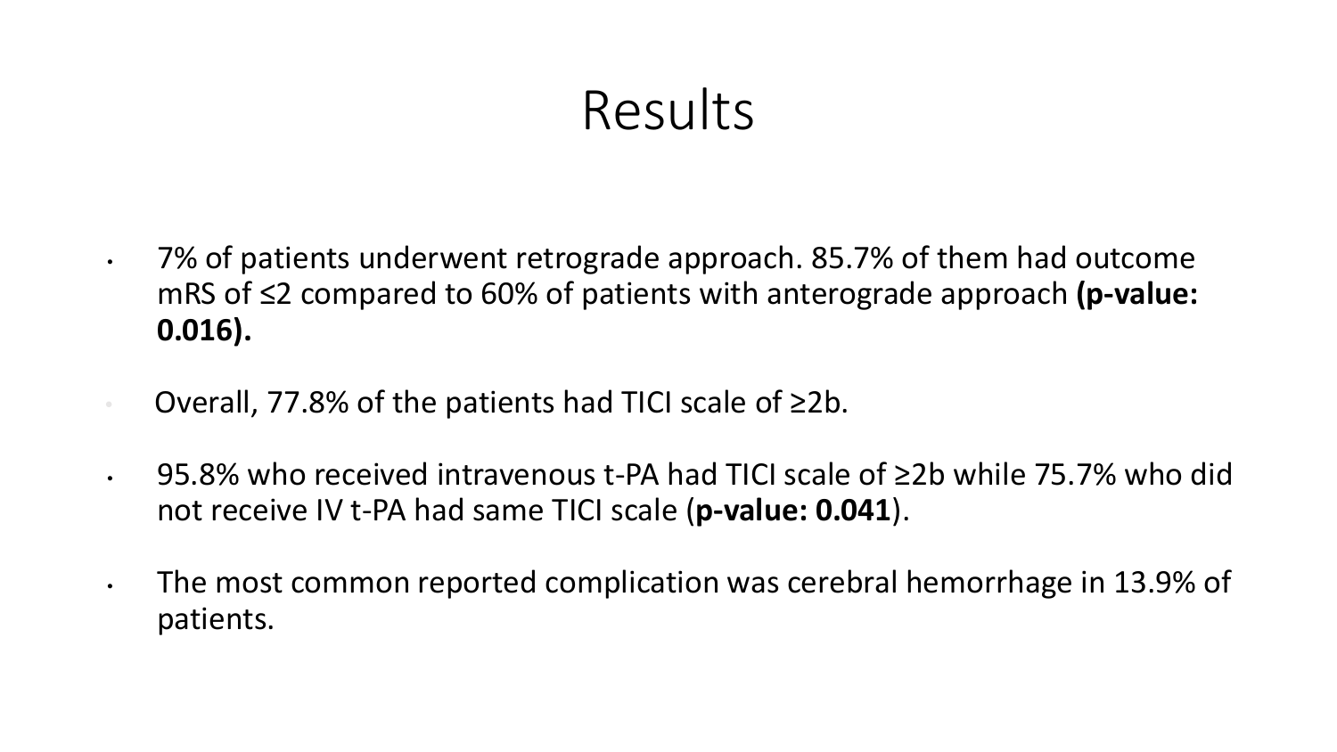# Results

- 7% of patients underwent retrograde approach. 85.7% of them had outcome mRS of ≤2 compared to 60% of patients with anterograde approach **(p-value: 0.016).**
- Overall, 77.8% of the patients had TICI scale of ≥2b.
- 95.8% who received intravenous t-PA had TICI scale of ≥2b while 75.7% who did not receive IV t-PA had same TICI scale (**p-value: 0.041**).
- The most common reported complication was cerebral hemorrhage in 13.9% of patients.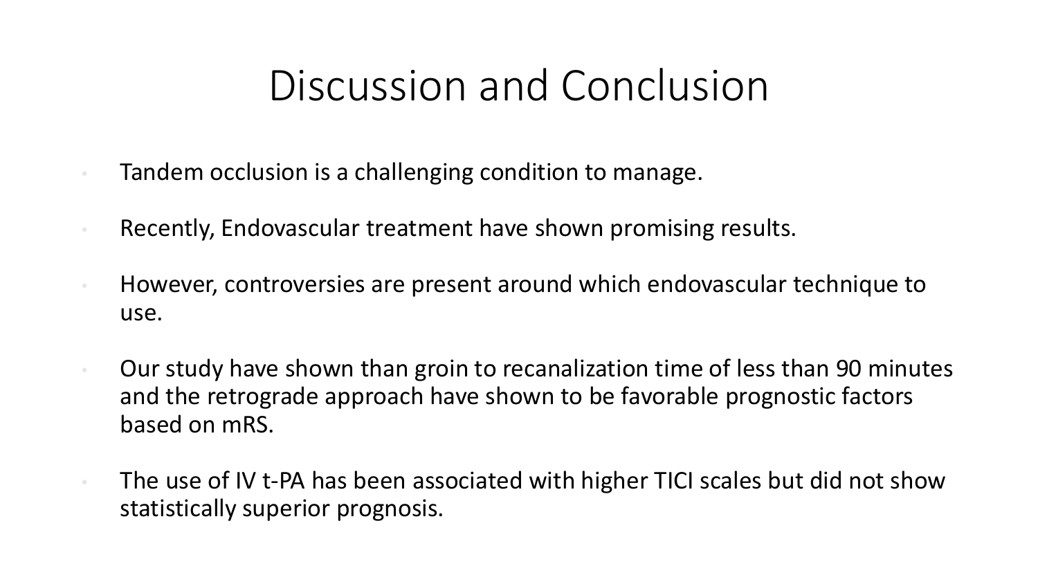# Discussion and Conclusion

- Tandem occlusion is a challenging condition to manage.
- Recently, Endovascular treatment have shown promising results.
- However, controversies are present around which endovascular technique to use.
- Our study have shown than groin to recanalization time of less than 90 minutes and the retrograde approach have shown to be favorable prognostic factors based on mRS.
- The use of IV t-PA has been associated with higher TICI scales but did not show statistically superior prognosis.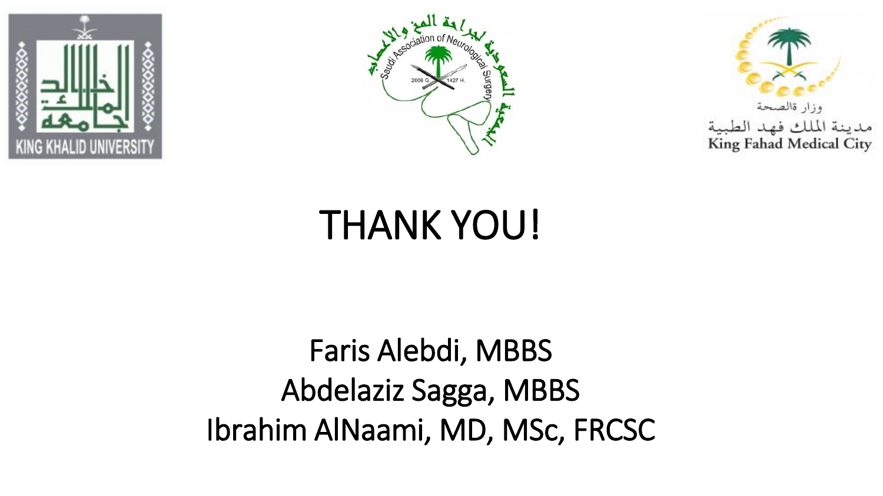# THANK YOU!

Faris Alebdi, MBBS

Abdelaziz Sagga, MBBS

Ibrahim AlNaami, MD, MSc, FRCSC